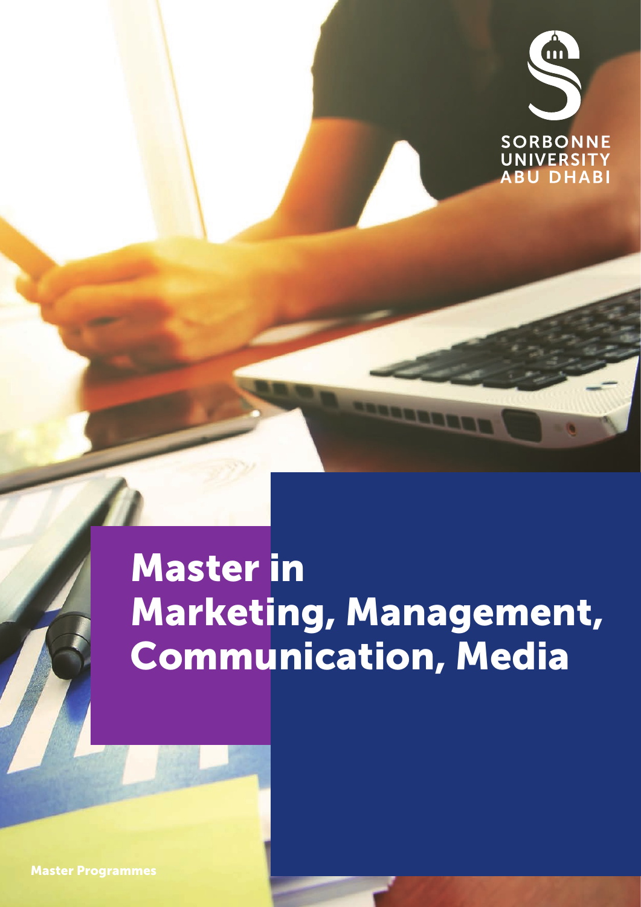SORBONNE UNIVERSITY ABU DHABI

# Master in Marketing, Management, Communication, Media

Master Programmes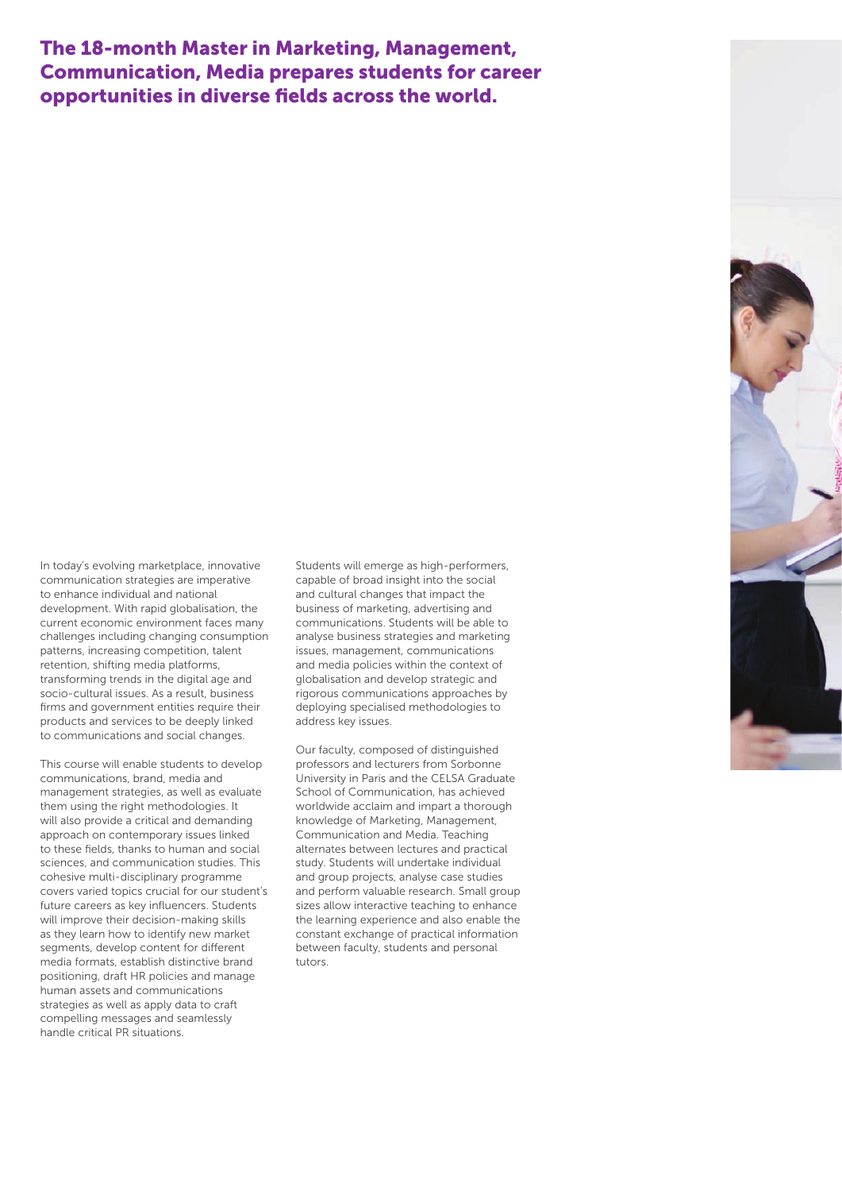## The 18-month Master in Marketing, Management, Communication, Media prepares students for career opportunities in diverse fields across the world.

In today's evolving marketplace, innovative communication strategies are imperative to enhance individual and national development. With rapid globalisation, the current economic environment faces many challenges including changing consumption patterns, increasing competition, talent retention, shifting media platforms, transforming trends in the digital age and socio-cultural issues. As a result, business firms and government entities require their products and services to be deeply linked to communications and social changes.

This course will enable students to develop communications, brand, media and management strategies, as well as evaluate them using the right methodologies. It will also provide a critical and demanding approach on contemporary issues linked to these fields, thanks to human and social sciences, and communication studies. This cohesive multi-disciplinary programme covers varied topics crucial for our student's future careers as key influencers. Students will improve their decision-making skills as they learn how to identify new market segments, develop content for different media formats, establish distinctive brand positioning, draft HR policies and manage human assets and communications strategies as well as apply data to craft compelling messages and seamlessly handle critical PR situations.

Students will emerge as high-performers, capable of broad insight into the social and cultural changes that impact the business of marketing, advertising and communications. Students will be able to analyse business strategies and marketing issues, management, communications and media policies within the context of globalisation and develop strategic and rigorous communications approaches by deploying specialised methodologies to address key issues.

Our faculty, composed of distinguished professors and lecturers from Sorbonne University in Paris and the CELSA Graduate School of Communication, has achieved worldwide acclaim and impart a thorough knowledge of Marketing, Management, Communication and Media. Teaching alternates between lectures and practical study. Students will undertake individual and group projects, analyse case studies and perform valuable research. Small group sizes allow interactive teaching to enhance the learning experience and also enable the constant exchange of practical information between faculty, students and personal tutors.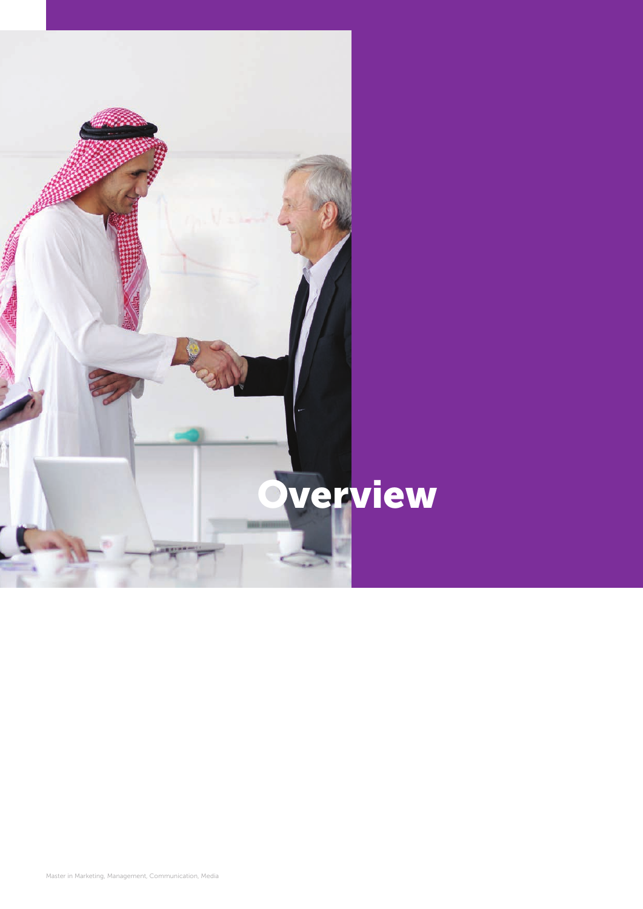# Overview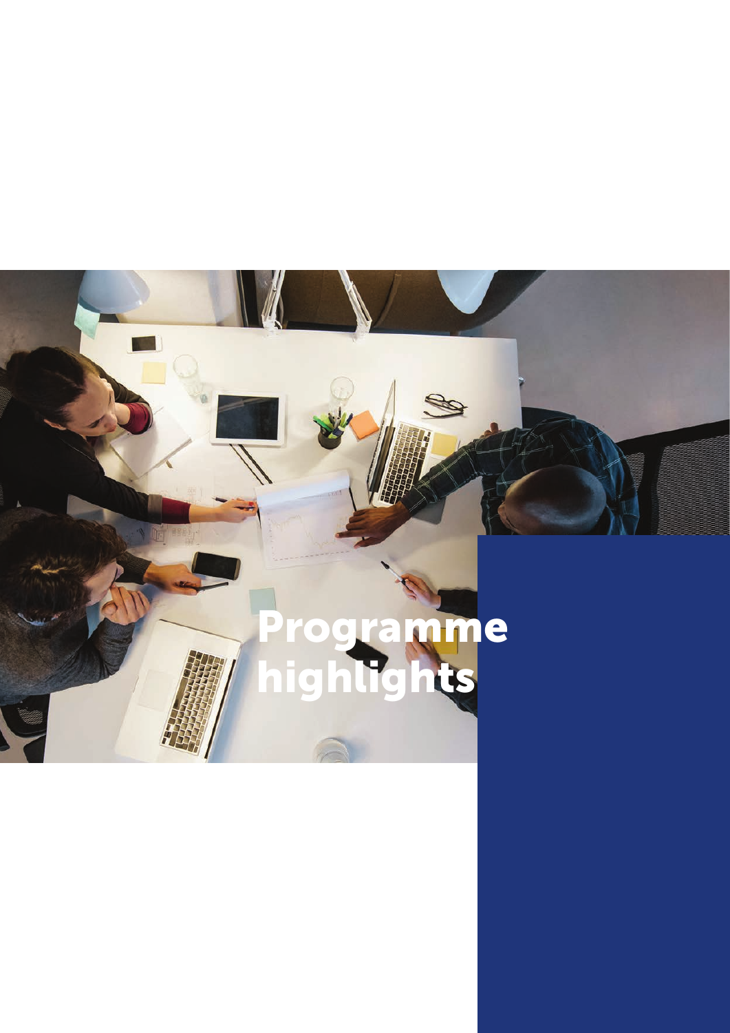# Programme highlights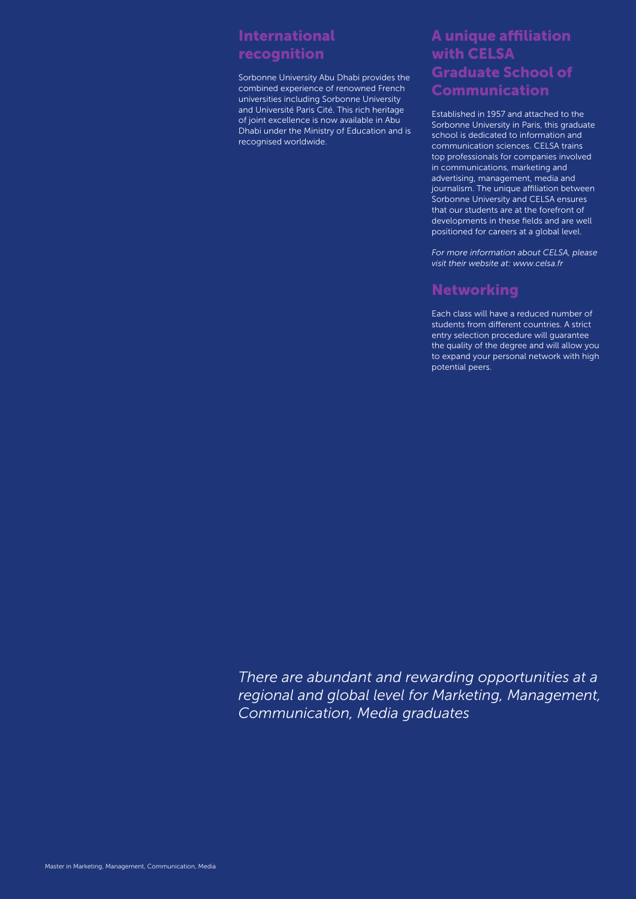## International recognition

Sorbonne University Abu Dhabi provides the combined experience of renowned French universities including Sorbonne University and Université Paris Cité. This rich heritage of joint excellence is now available in Abu Dhabi under the Ministry of Education and is recognised worldwide.

## A unique affiliation with CELSA Graduate School of Communication

Established in 1957 and attached to the Sorbonne University in Paris, this graduate school is dedicated to information and communication sciences. CELSA trains top professionals for companies involved in communications, marketing and advertising, management, media and journalism. The unique affiliation between Sorbonne University and CELSA ensures that our students are at the forefront of developments in these fields and are well positioned for careers at a global level.

*For more information about CELSA, please visit their website at: www.celsa.fr*

## Networking

Each class will have a reduced number of students from different countries. A strict entry selection procedure will guarantee the quality of the degree and will allow you to expand your personal network with high potential peers.

*There are abundant and rewarding opportunities at a regional and global level for Marketing, Management, Communication, Media graduates*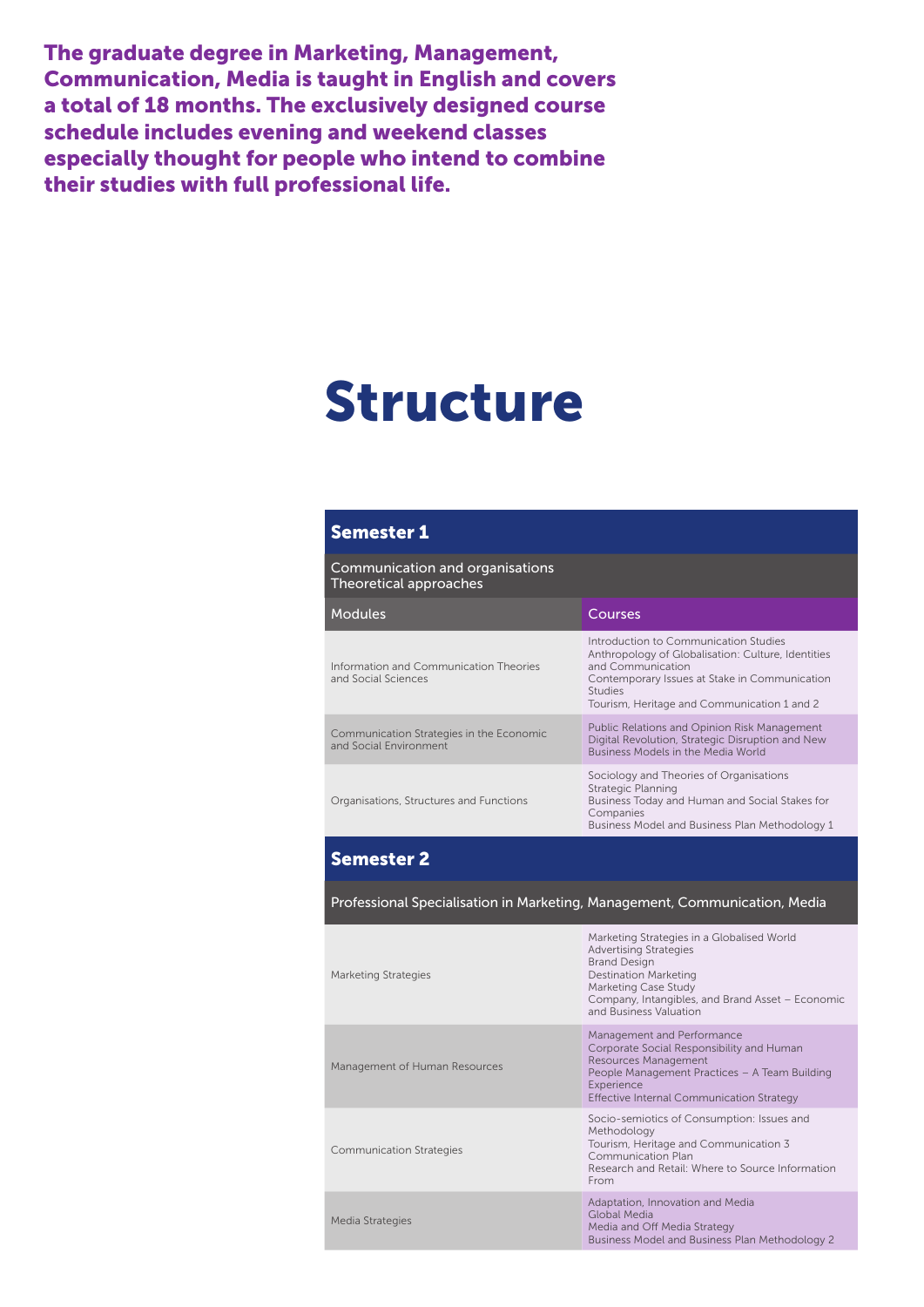**The graduate degree in Marketing, Management, Communication, Media is taught in English and covers a total of 18 months. The exclusively designed course schedule includes evening and weekend classes especially thought for people who intend to combine their studies with full professional life.**

# Structure

## Semester 1

Communication and organisations
Theoretical approaches

| Modules | Courses |
|---|---|
| Information and Communication Theories and Social Sciences | Introduction to Communication Studies<br>Anthropology of Globalisation: Culture, Identities and Communication<br>Contemporary Issues at Stake in Communication Studies<br>Tourism, Heritage and Communication 1 and 2 |
| Communication Strategies in the Economic and Social Environment | Public Relations and Opinion Risk Management<br>Digital Revolution, Strategic Disruption and New Business Models in the Media World |
| Organisations, Structures and Functions | Sociology and Theories of Organisations<br>Strategic Planning<br>Business Today and Human and Social Stakes for Companies<br>Business Model and Business Plan Methodology 1 |

## Semester 2

Professional Specialisation in Marketing, Management, Communication, Media

| Modules | Courses |
|---|---|
| Marketing Strategies | Marketing Strategies in a Globalised World<br>Advertising Strategies<br>Brand Design<br>Destination Marketing<br>Marketing Case Study<br>Company, Intangibles, and Brand Asset – Economic and Business Valuation |
| Management of Human Resources | Management and Performance<br>Corporate Social Responsibility and Human Resources Management<br>People Management Practices – A Team Building Experience<br>Effective Internal Communication Strategy |
| Communication Strategies | Socio-semiotics of Consumption: Issues and Methodology<br>Tourism, Heritage and Communication 3<br>Communication Plan<br>Research and Retail: Where to Source Information From |
| Media Strategies | Adaptation, Innovation and Media<br>Global Media<br>Media and Off Media Strategy<br>Business Model and Business Plan Methodology 2 |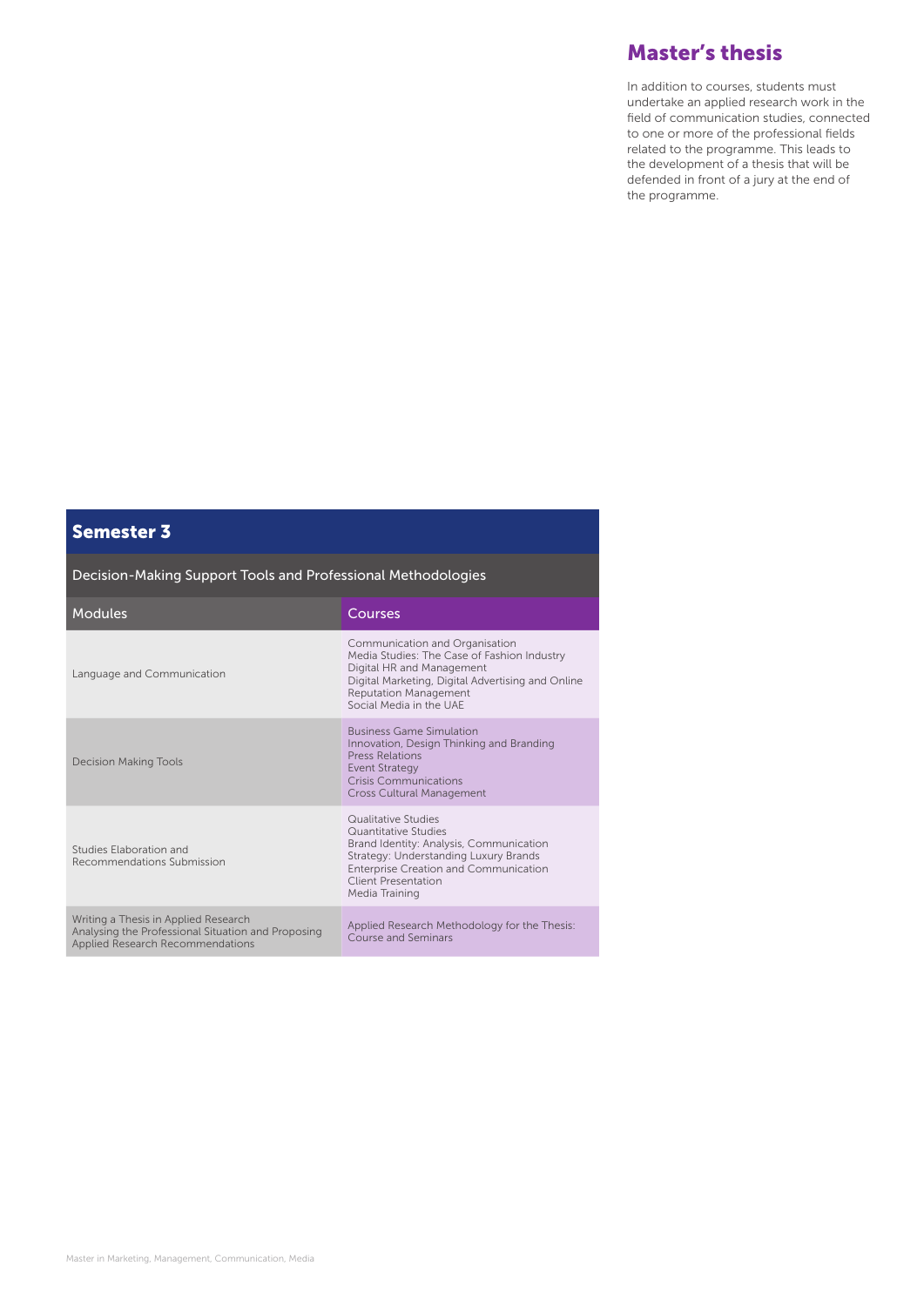## Master's thesis

In addition to courses, students must undertake an applied research work in the field of communication studies, connected to one or more of the professional fields related to the programme. This leads to the development of a thesis that will be defended in front of a jury at the end of the programme.

## Semester 3

Decision-Making Support Tools and Professional Methodologies

| Modules | Courses |
|---|---|
| Language and Communication | Communication and Organisation<br>Media Studies: The Case of Fashion Industry<br>Digital HR and Management<br>Digital Marketing, Digital Advertising and Online Reputation Management<br>Social Media in the UAE |
| Decision Making Tools | Business Game Simulation<br>Innovation, Design Thinking and Branding<br>Press Relations<br>Event Strategy<br>Crisis Communications<br>Cross Cultural Management |
| Studies Elaboration and Recommendations Submission | Qualitative Studies<br>Quantitative Studies<br>Brand Identity: Analysis, Communication Strategy: Understanding Luxury Brands<br>Enterprise Creation and Communication<br>Client Presentation<br>Media Training |
| Writing a Thesis in Applied Research<br>Analysing the Professional Situation and Proposing Applied Research Recommendations | Applied Research Methodology for the Thesis: Course and Seminars |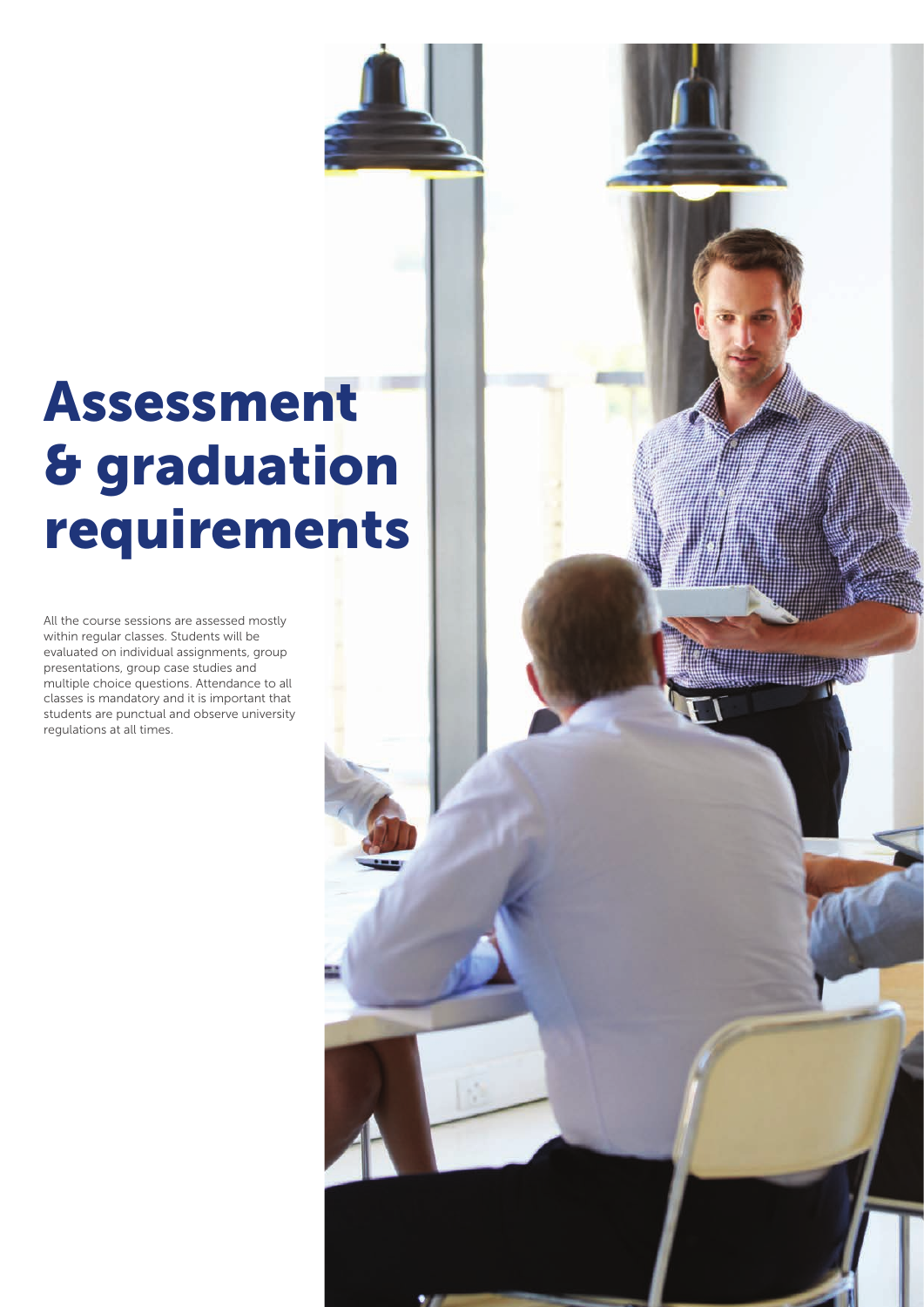# Assessment & graduation requirements

All the course sessions are assessed mostly within regular classes. Students will be evaluated on individual assignments, group presentations, group case studies and multiple choice questions. Attendance to all classes is mandatory and it is important that students are punctual and observe university regulations at all times.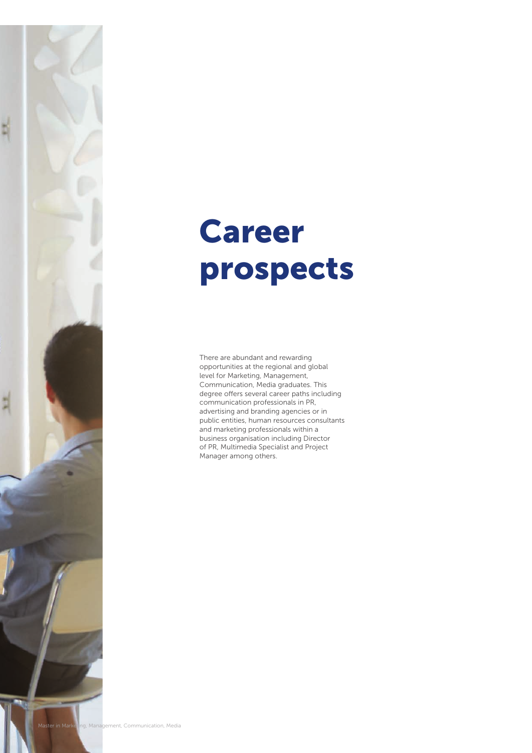# Career prospects

There are abundant and rewarding opportunities at the regional and global level for Marketing, Management, Communication, Media graduates. This degree offers several career paths including communication professionals in PR, advertising and branding agencies or in public entities, human resources consultants and marketing professionals within a business organisation including Director of PR, Multimedia Specialist and Project Manager among others.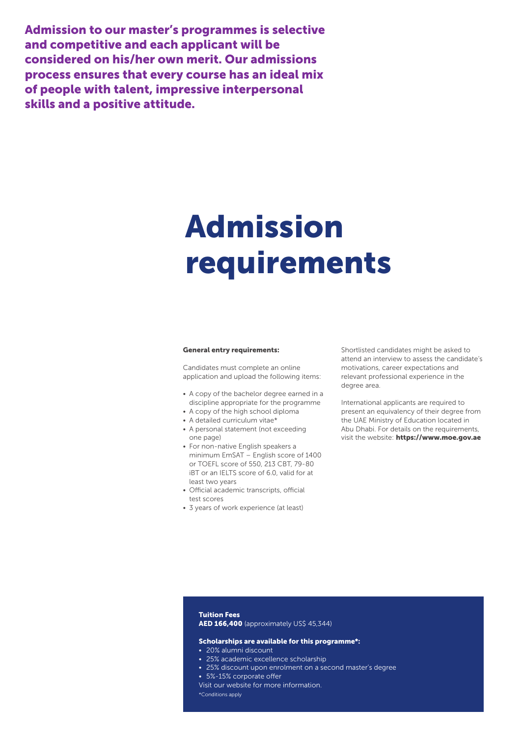**Admission to our master's programmes is selective and competitive and each applicant will be considered on his/her own merit. Our admissions process ensures that every course has an ideal mix of people with talent, impressive interpersonal skills and a positive attitude.**

# Admission requirements

**General entry requirements:**

Candidates must complete an online application and upload the following items:

- A copy of the bachelor degree earned in a discipline appropriate for the programme
- A copy of the high school diploma
- A detailed curriculum vitae*
- A personal statement (not exceeding one page)
- For non-native English speakers a minimum EmSAT – English score of 1400 or TOEFL score of 550, 213 CBT, 79-80 iBT or an IELTS score of 6.0, valid for at least two years
- Official academic transcripts, official test scores
- 3 years of work experience (at least)

Shortlisted candidates might be asked to attend an interview to assess the candidate's motivations, career expectations and relevant professional experience in the degree area.

International applicants are required to present an equivalency of their degree from the UAE Ministry of Education located in Abu Dhabi. For details on the requirements, visit the website: **https://www.moe.gov.ae**

**Tuition Fees**
**AED 166,400** (approximately US$ 45,344)

**Scholarships are available for this programme*:**

- 20% alumni discount
- 25% academic excellence scholarship
- 25% discount upon enrolment on a second master's degree
- 5%-15% corporate offer

Visit our website for more information.

*Conditions apply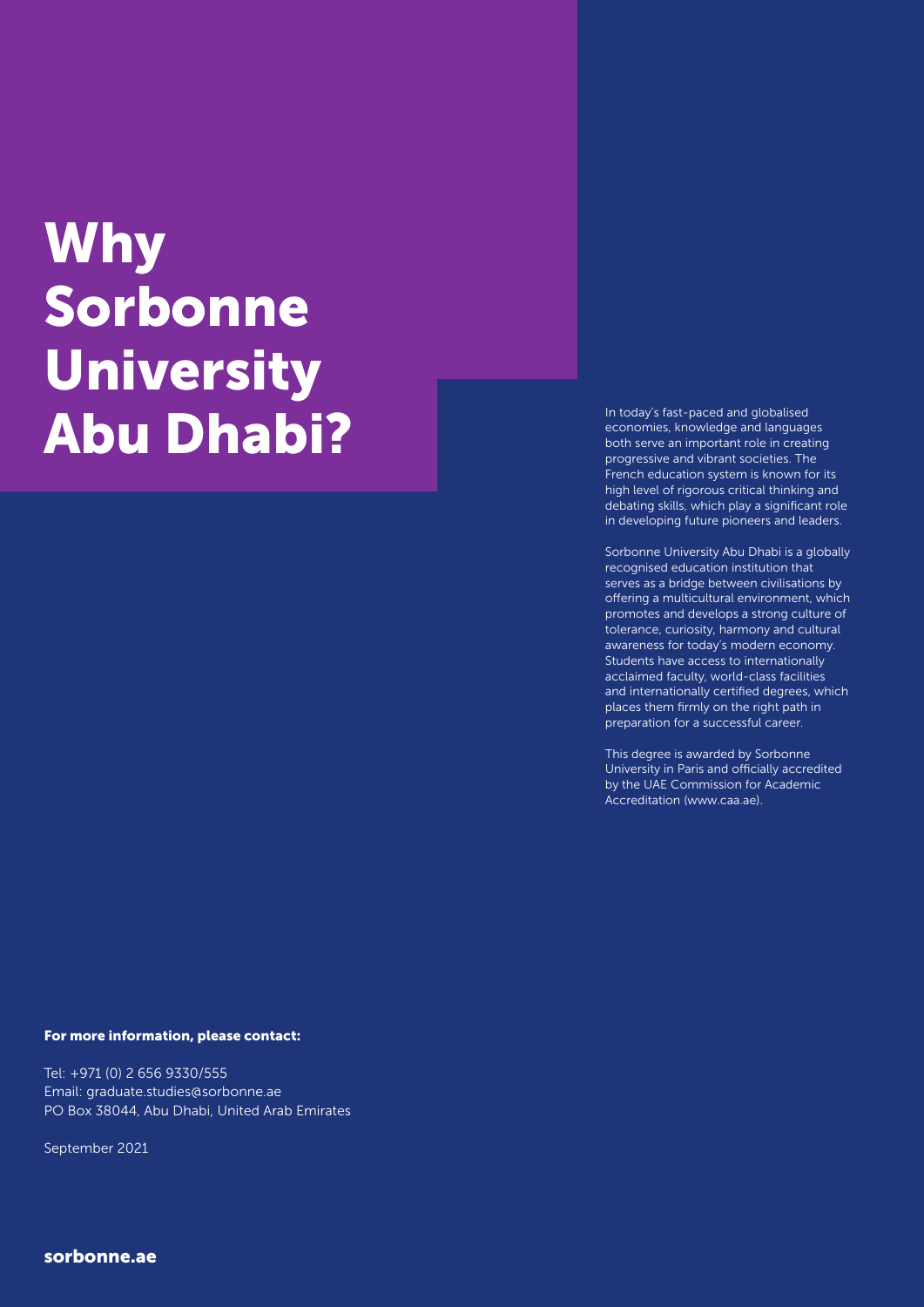# Why Sorbonne University Abu Dhabi?

In today's fast-paced and globalised economies, knowledge and languages both serve an important role in creating progressive and vibrant societies. The French education system is known for its high level of rigorous critical thinking and debating skills, which play a significant role in developing future pioneers and leaders.

Sorbonne University Abu Dhabi is a globally recognised education institution that serves as a bridge between civilisations by offering a multicultural environment, which promotes and develops a strong culture of tolerance, curiosity, harmony and cultural awareness for today's modern economy. Students have access to internationally acclaimed faculty, world-class facilities and internationally certified degrees, which places them firmly on the right path in preparation for a successful career.

This degree is awarded by Sorbonne University in Paris and officially accredited by the UAE Commission for Academic Accreditation (www.caa.ae).

**For more information, please contact:**

Tel: +971 (0) 2 656 9330/555
Email: graduate.studies@sorbonne.ae
PO Box 38044, Abu Dhabi, United Arab Emirates

September 2021

**sorbonne.ae**